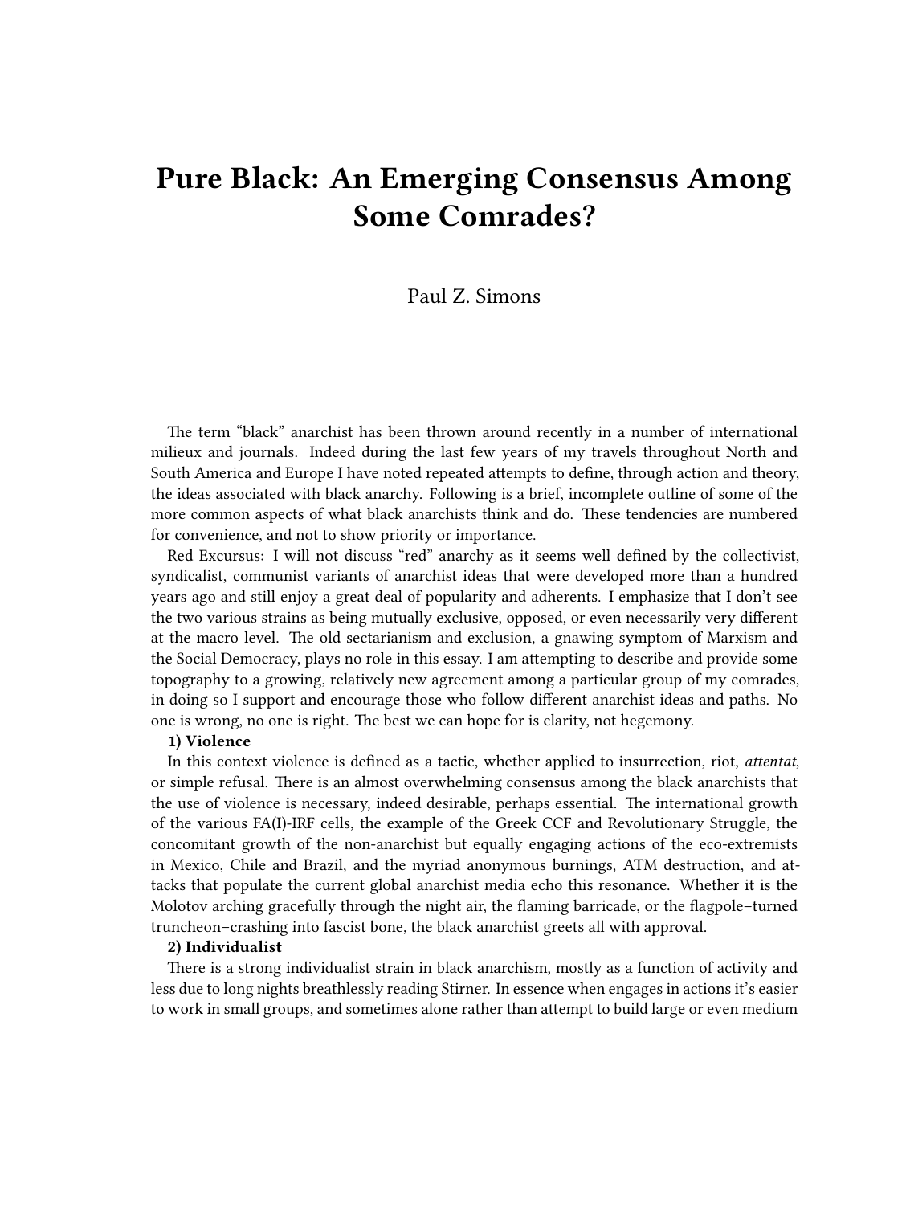# Pure Black: An Emerging Consensus Among Some Comrades?

Paul Z. Simons

The term "black" anarchist has been thrown around recently in a number of international milieux and journals. Indeed during the last few years of my travels throughout North and South America and Europe I have noted repeated attempts to define, through action and theory, the ideas associated with black anarchy. Following is a brief, incomplete outline of some of the more common aspects of what black anarchists think and do. These tendencies are numbered for convenience, and not to show priority or importance.

Red Excursus: I will not discuss "red" anarchy as it seems well defined by the collectivist, syndicalist, communist variants of anarchist ideas that were developed more than a hundred years ago and still enjoy a great deal of popularity and adherents. I emphasize that I don't see the two various strains as being mutually exclusive, opposed, or even necessarily very different at the macro level. The old sectarianism and exclusion, a gnawing symptom of Marxism and the Social Democracy, plays no role in this essay. I am attempting to describe and provide some topography to a growing, relatively new agreement among a particular group of my comrades, in doing so I support and encourage those who follow different anarchist ideas and paths. No one is wrong, no one is right. The best we can hope for is clarity, not hegemony.

**1) Violence**

In this context violence is defined as a tactic, whether applied to insurrection, riot, *attentat*, or simple refusal. There is an almost overwhelming consensus among the black anarchists that the use of violence is necessary, indeed desirable, perhaps essential. The international growth of the various FA(I)-IRF cells, the example of the Greek CCF and Revolutionary Struggle, the concomitant growth of the non-anarchist but equally engaging actions of the eco-extremists in Mexico, Chile and Brazil, and the myriad anonymous burnings, ATM destruction, and attacks that populate the current global anarchist media echo this resonance. Whether it is the Molotov arching gracefully through the night air, the flaming barricade, or the flagpole–turned truncheon–crashing into fascist bone, the black anarchist greets all with approval.

**2) Individualist**

There is a strong individualist strain in black anarchism, mostly as a function of activity and less due to long nights breathlessly reading Stirner. In essence when engages in actions it's easier to work in small groups, and sometimes alone rather than attempt to build large or even medium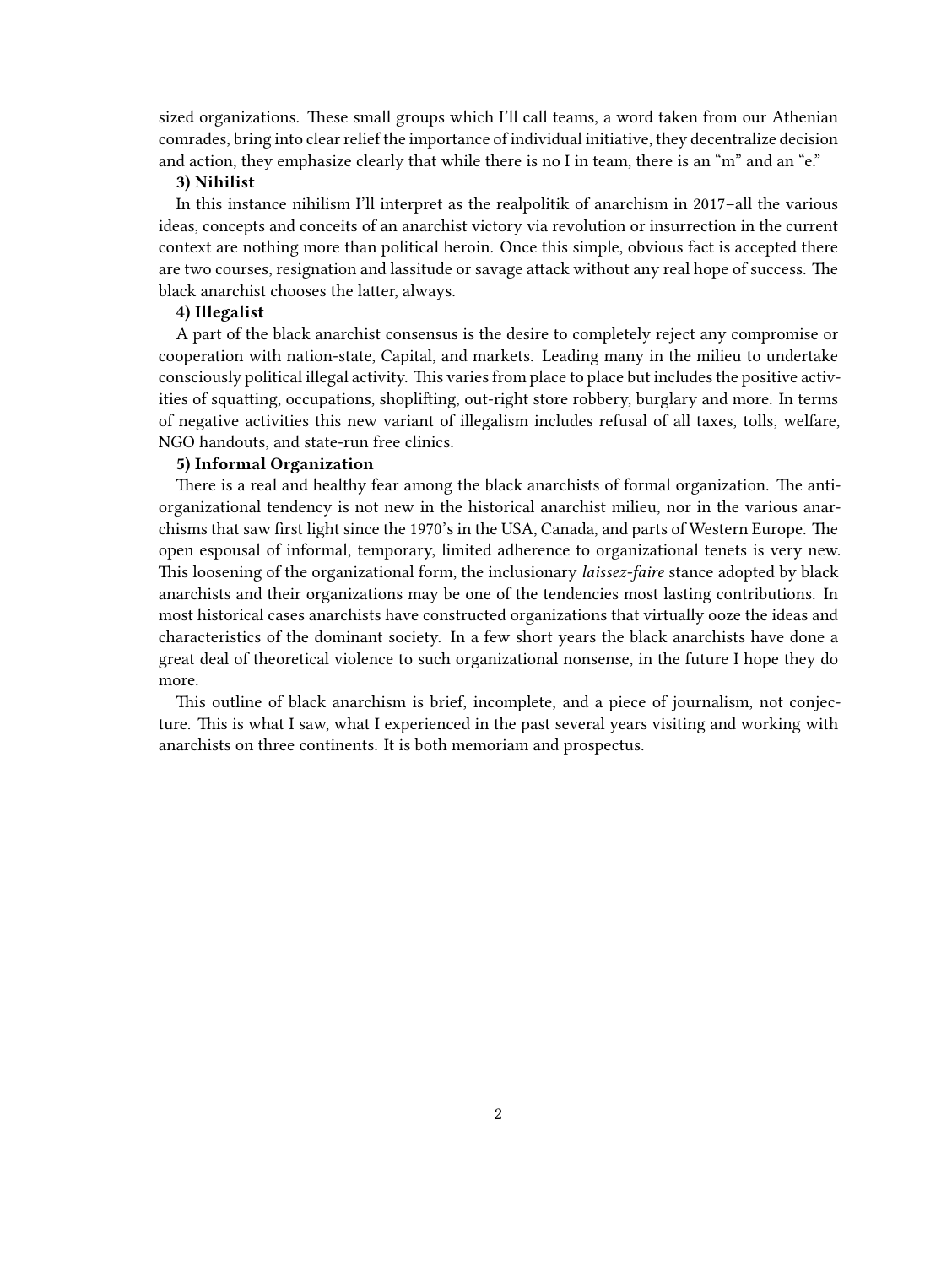sized organizations. These small groups which I'll call teams, a word taken from our Athenian comrades, bring into clear relief the importance of individual initiative, they decentralize decision and action, they emphasize clearly that while there is no I in team, there is an "m" and an "e."

**3) Nihilist**

In this instance nihilism I'll interpret as the realpolitik of anarchism in 2017–all the various ideas, concepts and conceits of an anarchist victory via revolution or insurrection in the current context are nothing more than political heroin. Once this simple, obvious fact is accepted there are two courses, resignation and lassitude or savage attack without any real hope of success. The black anarchist chooses the latter, always.

**4) Illegalist**

A part of the black anarchist consensus is the desire to completely reject any compromise or cooperation with nation-state, Capital, and markets. Leading many in the milieu to undertake consciously political illegal activity. This varies from place to place but includes the positive activities of squatting, occupations, shoplifting, out-right store robbery, burglary and more. In terms of negative activities this new variant of illegalism includes refusal of all taxes, tolls, welfare, NGO handouts, and state-run free clinics.

**5) Informal Organization**

There is a real and healthy fear among the black anarchists of formal organization. The anti-organizational tendency is not new in the historical anarchist milieu, nor in the various anarchisms that saw first light since the 1970's in the USA, Canada, and parts of Western Europe. The open espousal of informal, temporary, limited adherence to organizational tenets is very new. This loosening of the organizational form, the inclusionary *laissez-faire* stance adopted by black anarchists and their organizations may be one of the tendencies most lasting contributions. In most historical cases anarchists have constructed organizations that virtually ooze the ideas and characteristics of the dominant society. In a few short years the black anarchists have done a great deal of theoretical violence to such organizational nonsense, in the future I hope they do more.

This outline of black anarchism is brief, incomplete, and a piece of journalism, not conjecture. This is what I saw, what I experienced in the past several years visiting and working with anarchists on three continents. It is both memoriam and prospectus.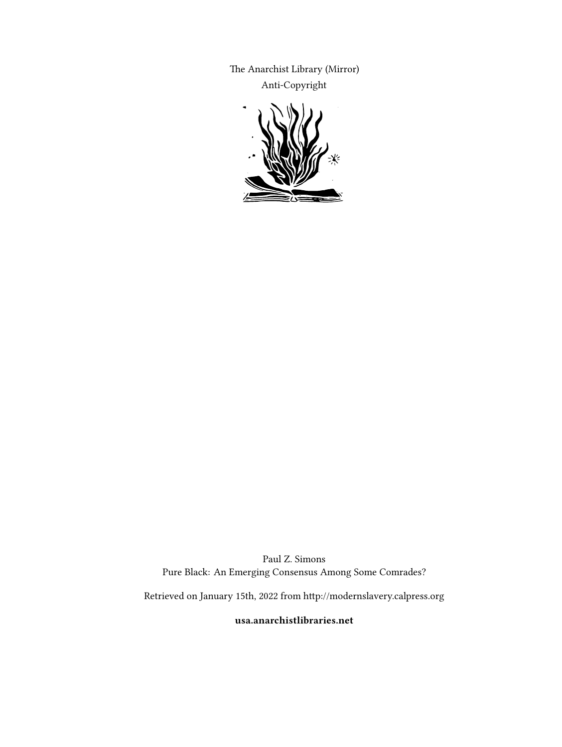The Anarchist Library (Mirror)
Anti-Copyright

Paul Z. Simons
Pure Black: An Emerging Consensus Among Some Comrades?

Retrieved on January 15th, 2022 from http://modernslavery.calpress.org

**usa.anarchistlibraries.net**